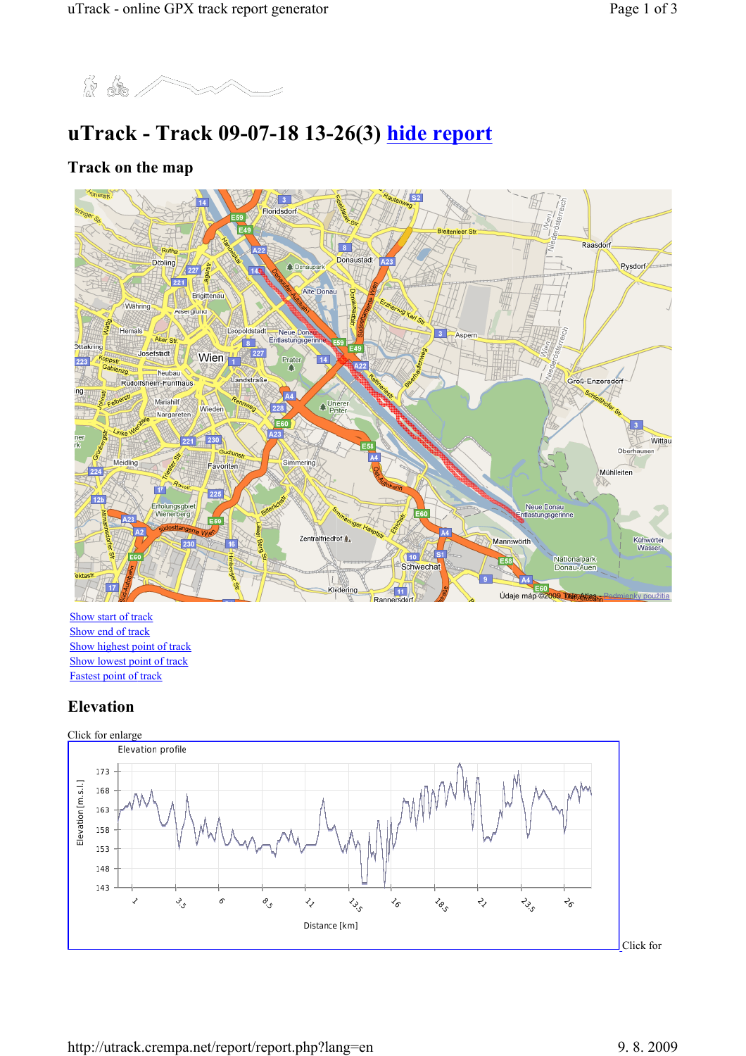# uTrack - Track 09-07-18 13-26(3) hide report

## Track on the map

Show start of track
Show end of track
Show highest point of track
Show lowest point of track
Fastest point of track

## Elevation

Click for enlarge

Elevation profile

Elevation [m.s.l.]

173
168
163
158
153
148
143

1
3.5
6
8.5
11
13.5
16
18.5
21
23.5
26

Distance [km]

Click for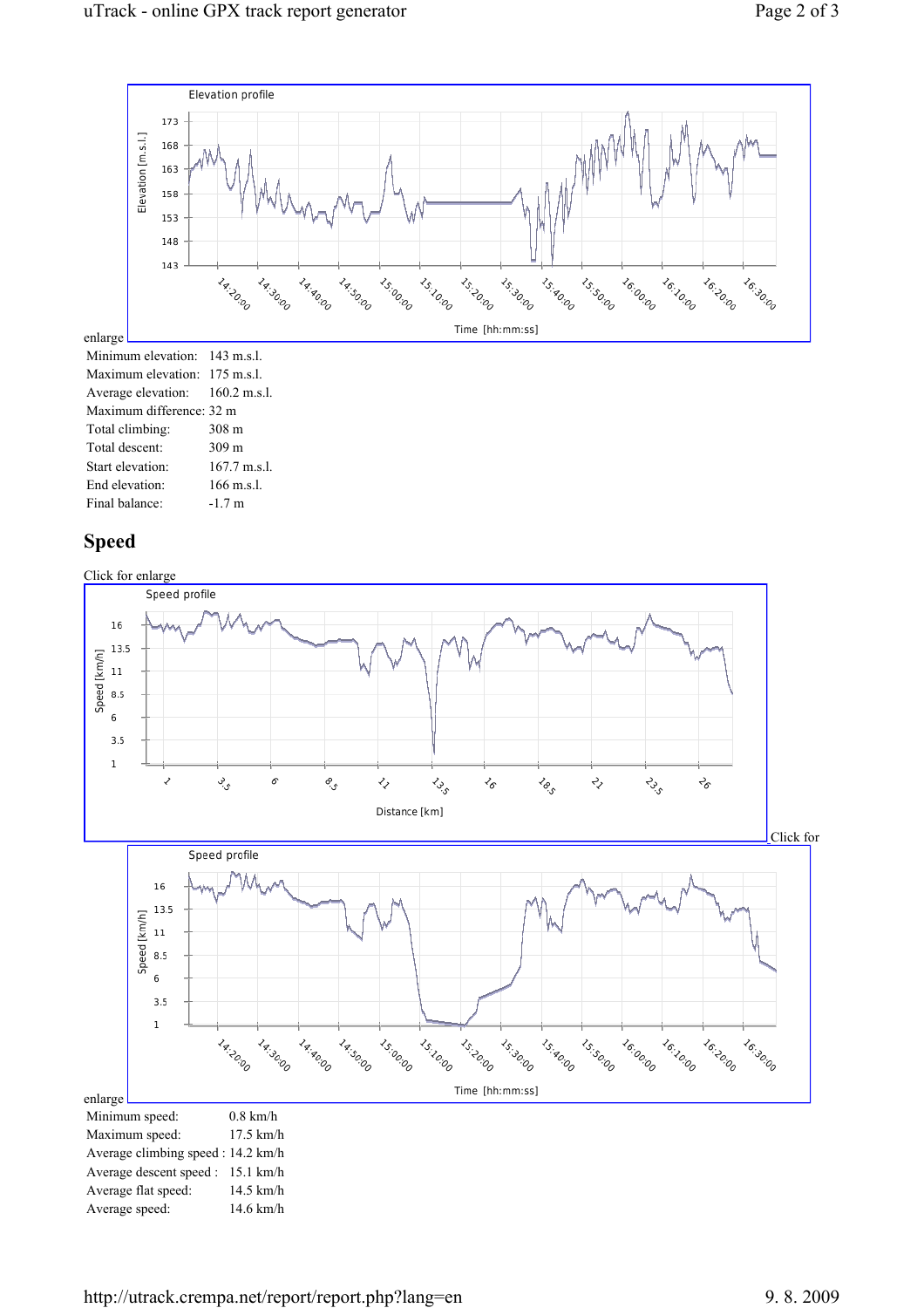Elevation profile

Elevation [m.s.l.]

173
168
163
158
153
148
143

14:20:00 14:30:00 14:40:00 14:50:00 15:00:00 15:10:00 15:20:00 15:30:00 15:40:00 15:50:00 16:00:00 16:10:00 16:20:00 16:30:00

Time [hh:mm:ss]

enlarge

| | |
|---|---|
| Minimum elevation: | 143 m.s.l. |
| Maximum elevation: | 175 m.s.l. |
| Average elevation: | 160.2 m.s.l. |
| Maximum difference: | 32 m |
| Total climbing: | 308 m |
| Total descent: | 309 m |
| Start elevation: | 167.7 m.s.l. |
| End elevation: | 166 m.s.l. |
| Final balance: | -1.7 m |

## Speed

Click for enlarge

Speed profile

Speed [km/h]

16
13.5
11
8.5
6
3.5
1

1 3.5 6 8.5 11 13.5 16 18.5 21 23.5 26

Distance [km]

Click for

Speed profile

Speed [km/h]

16
13.5
11
8.5
6
3.5
1

14:20:00 14:30:00 14:40:00 14:50:00 15:00:00 15:10:00 15:20:00 15:30:00 15:40:00 15:50:00 16:00:00 16:10:00 16:20:00 16:30:00

Time [hh:mm:ss]

enlarge

| | |
|---|---|
| Minimum speed: | 0.8 km/h |
| Maximum speed: | 17.5 km/h |
| Average climbing speed : | 14.2 km/h |
| Average descent speed : | 15.1 km/h |
| Average flat speed: | 14.5 km/h |
| Average speed: | 14.6 km/h |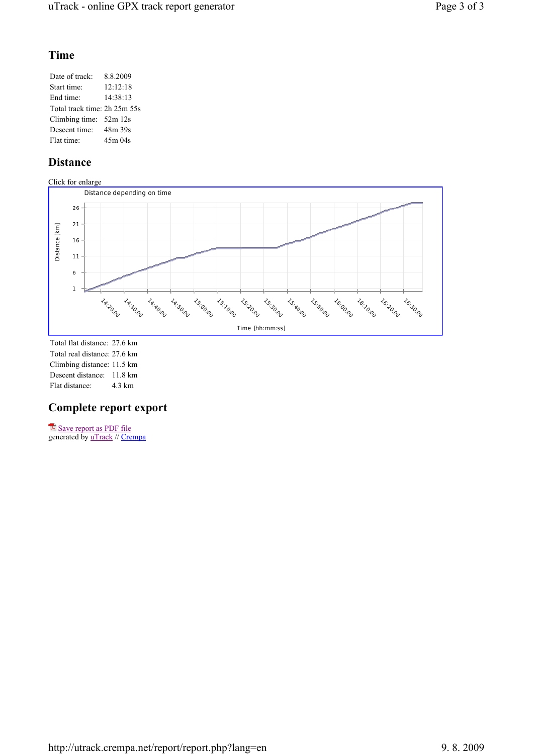## Time

| | |
|---|---|
| Date of track: | 8.8.2009 |
| Start time: | 12:12:18 |
| End time: | 14:38:13 |
| Total track time: | 2h 25m 55s |
| Climbing time: | 52m 12s |
| Descent time: | 48m 39s |
| Flat time: | 45m 04s |

## Distance

Click for enlarge

Distance depending on time

Distance [km]

26
21
16
11
6
1

14:20:00
14:30:00
14:40:00
14:50:00
15:00:00
15:10:00
15:20:00
15:30:00
15:40:00
15:50:00
16:00:00
16:10:00
16:20:00
16:30:00

Time [hh:mm:ss]

| | |
|---|---|
| Total flat distance: | 27.6 km |
| Total real distance: | 27.6 km |
| Climbing distance: | 11.5 km |
| Descent distance: | 11.8 km |
| Flat distance: | 4.3 km |

## Complete report export

Save report as PDF file
generated by uTrack // Crempa